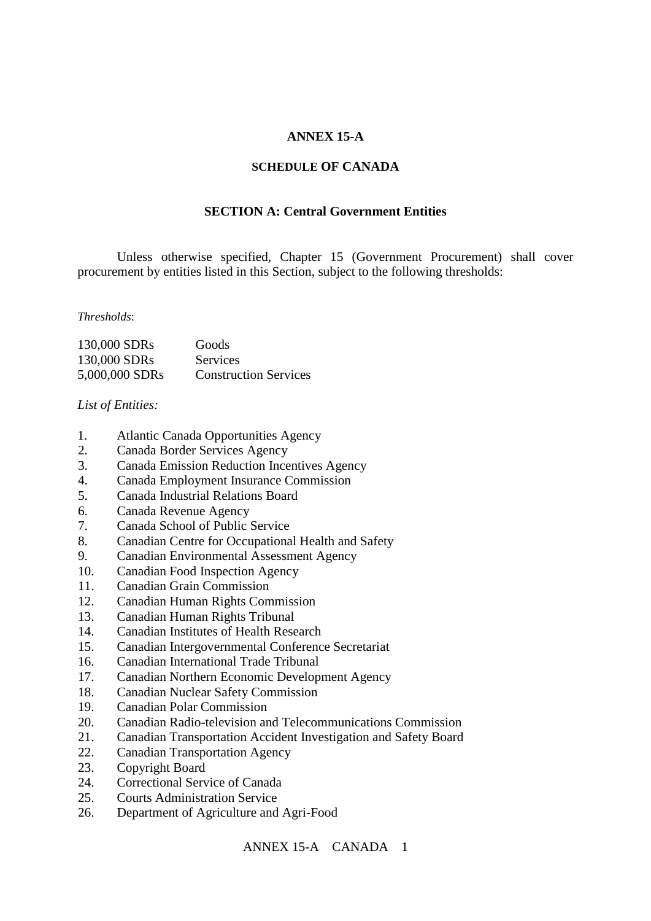# ANNEX 15-A

## SCHEDULE OF CANADA

### SECTION A: Central Government Entities

Unless otherwise specified, Chapter 15 (Government Procurement) shall cover procurement by entities listed in this Section, subject to the following thresholds:

*Thresholds*:

| | |
|---|---|
| 130,000 SDRs | Goods |
| 130,000 SDRs | Services |
| 5,000,000 SDRs | Construction Services |

*List of Entities:*

1. Atlantic Canada Opportunities Agency
2. Canada Border Services Agency
3. Canada Emission Reduction Incentives Agency
4. Canada Employment Insurance Commission
5. Canada Industrial Relations Board
6. Canada Revenue Agency
7. Canada School of Public Service
8. Canadian Centre for Occupational Health and Safety
9. Canadian Environmental Assessment Agency
10. Canadian Food Inspection Agency
11. Canadian Grain Commission
12. Canadian Human Rights Commission
13. Canadian Human Rights Tribunal
14. Canadian Institutes of Health Research
15. Canadian Intergovernmental Conference Secretariat
16. Canadian International Trade Tribunal
17. Canadian Northern Economic Development Agency
18. Canadian Nuclear Safety Commission
19. Canadian Polar Commission
20. Canadian Radio-television and Telecommunications Commission
21. Canadian Transportation Accident Investigation and Safety Board
22. Canadian Transportation Agency
23. Copyright Board
24. Correctional Service of Canada
25. Courts Administration Service
26. Department of Agriculture and Agri-Food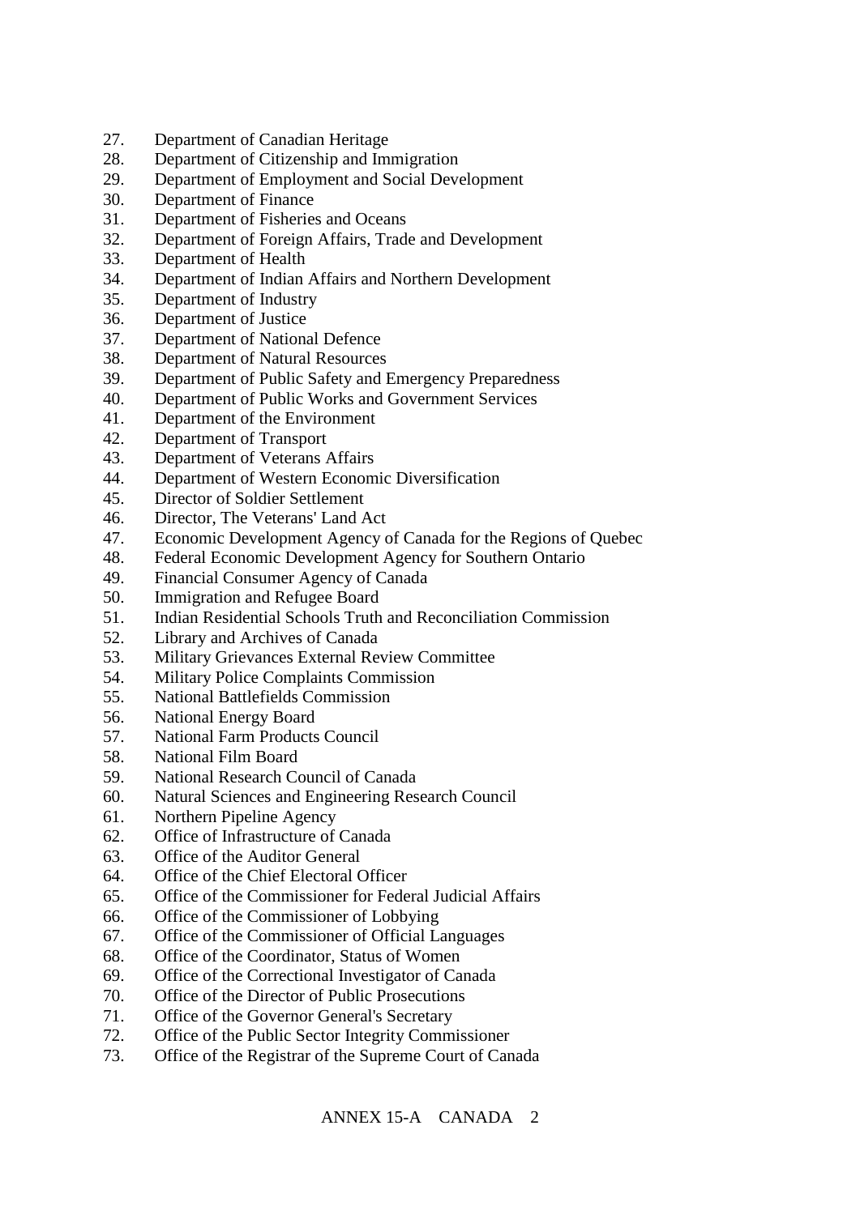27. Department of Canadian Heritage
28. Department of Citizenship and Immigration
29. Department of Employment and Social Development
30. Department of Finance
31. Department of Fisheries and Oceans
32. Department of Foreign Affairs, Trade and Development
33. Department of Health
34. Department of Indian Affairs and Northern Development
35. Department of Industry
36. Department of Justice
37. Department of National Defence
38. Department of Natural Resources
39. Department of Public Safety and Emergency Preparedness
40. Department of Public Works and Government Services
41. Department of the Environment
42. Department of Transport
43. Department of Veterans Affairs
44. Department of Western Economic Diversification
45. Director of Soldier Settlement
46. Director, The Veterans' Land Act
47. Economic Development Agency of Canada for the Regions of Quebec
48. Federal Economic Development Agency for Southern Ontario
49. Financial Consumer Agency of Canada
50. Immigration and Refugee Board
51. Indian Residential Schools Truth and Reconciliation Commission
52. Library and Archives of Canada
53. Military Grievances External Review Committee
54. Military Police Complaints Commission
55. National Battlefields Commission
56. National Energy Board
57. National Farm Products Council
58. National Film Board
59. National Research Council of Canada
60. Natural Sciences and Engineering Research Council
61. Northern Pipeline Agency
62. Office of Infrastructure of Canada
63. Office of the Auditor General
64. Office of the Chief Electoral Officer
65. Office of the Commissioner for Federal Judicial Affairs
66. Office of the Commissioner of Lobbying
67. Office of the Commissioner of Official Languages
68. Office of the Coordinator, Status of Women
69. Office of the Correctional Investigator of Canada
70. Office of the Director of Public Prosecutions
71. Office of the Governor General's Secretary
72. Office of the Public Sector Integrity Commissioner
73. Office of the Registrar of the Supreme Court of Canada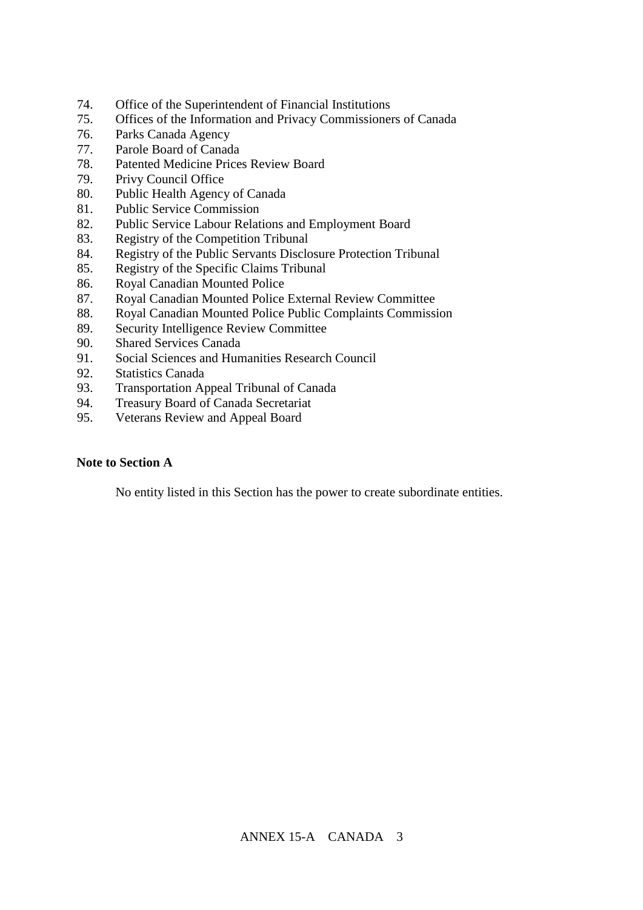74. Office of the Superintendent of Financial Institutions
75. Offices of the Information and Privacy Commissioners of Canada
76. Parks Canada Agency
77. Parole Board of Canada
78. Patented Medicine Prices Review Board
79. Privy Council Office
80. Public Health Agency of Canada
81. Public Service Commission
82. Public Service Labour Relations and Employment Board
83. Registry of the Competition Tribunal
84. Registry of the Public Servants Disclosure Protection Tribunal
85. Registry of the Specific Claims Tribunal
86. Royal Canadian Mounted Police
87. Royal Canadian Mounted Police External Review Committee
88. Royal Canadian Mounted Police Public Complaints Commission
89. Security Intelligence Review Committee
90. Shared Services Canada
91. Social Sciences and Humanities Research Council
92. Statistics Canada
93. Transportation Appeal Tribunal of Canada
94. Treasury Board of Canada Secretariat
95. Veterans Review and Appeal Board

**Note to Section A**

No entity listed in this Section has the power to create subordinate entities.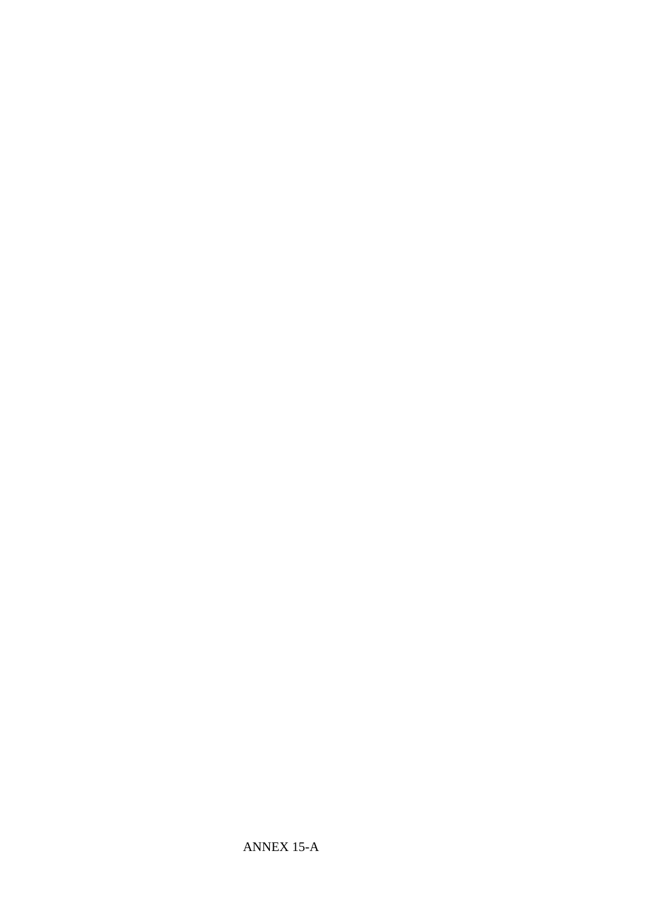ANNEX 15-A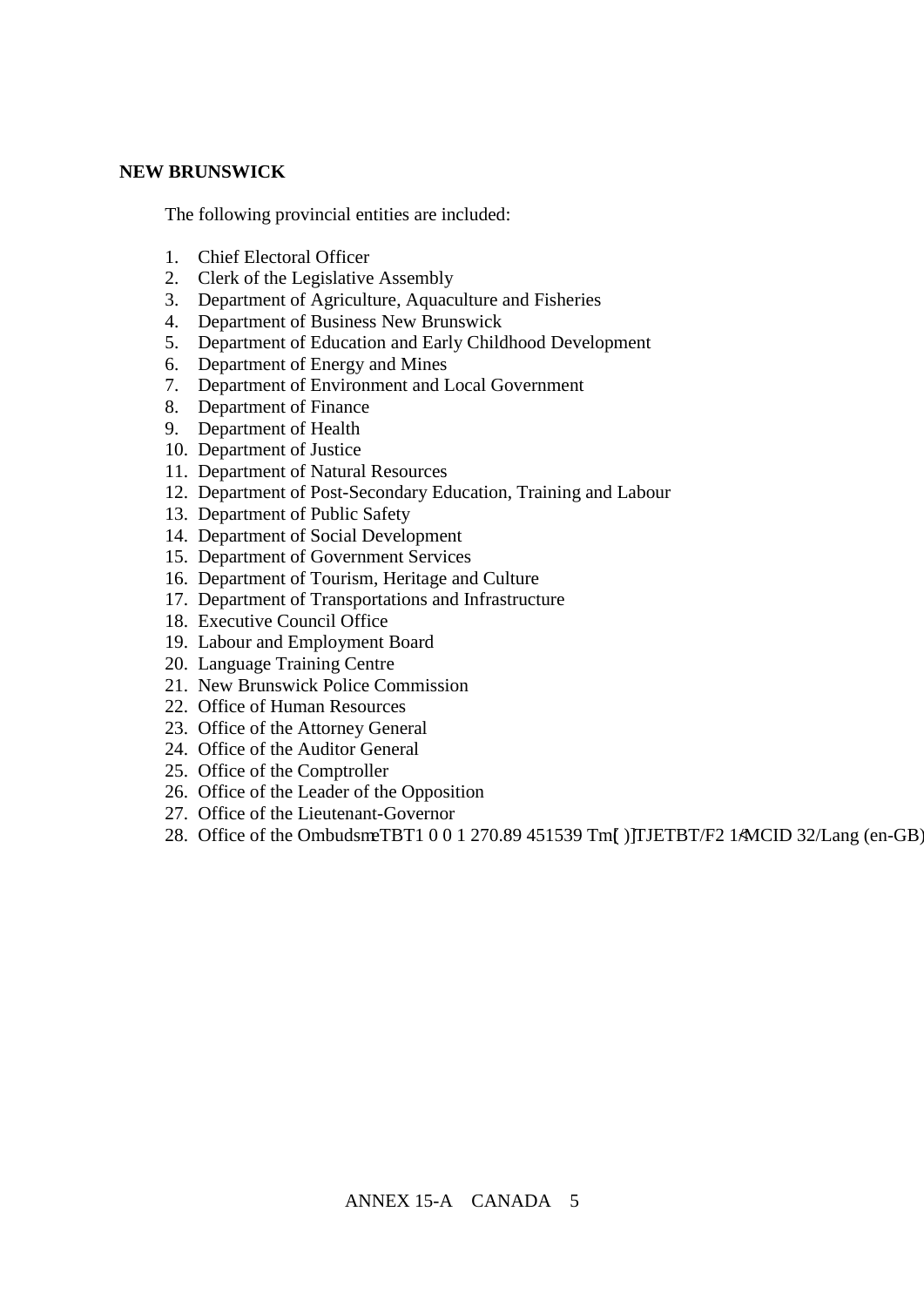**NEW BRUNSWICK**

The following provincial entities are included:

1. Chief Electoral Officer
2. Clerk of the Legislative Assembly
3. Department of Agriculture, Aquaculture and Fisheries
4. Department of Business New Brunswick
5. Department of Education and Early Childhood Development
6. Department of Energy and Mines
7. Department of Environment and Local Government
8. Department of Finance
9. Department of Health
10. Department of Justice
11. Department of Natural Resources
12. Department of Post-Secondary Education, Training and Labour
13. Department of Public Safety
14. Department of Social Development
15. Department of Government Services
16. Department of Tourism, Heritage and Culture
17. Department of Transportations and Infrastructure
18. Executive Council Office
19. Labour and Employment Board
20. Language Training Centre
21. New Brunswick Police Commission
22. Office of Human Resources
23. Office of the Attorney General
24. Office of the Auditor General
25. Office of the Comptroller
26. Office of the Leader of the Opposition
27. Office of the Lieutenant-Governor
28. Office of the OmbudsmeTBT1 0 0 1 270.89 451539 Tm[ )]TJETBT/F2 1 MCID 32/Lang (en-GB)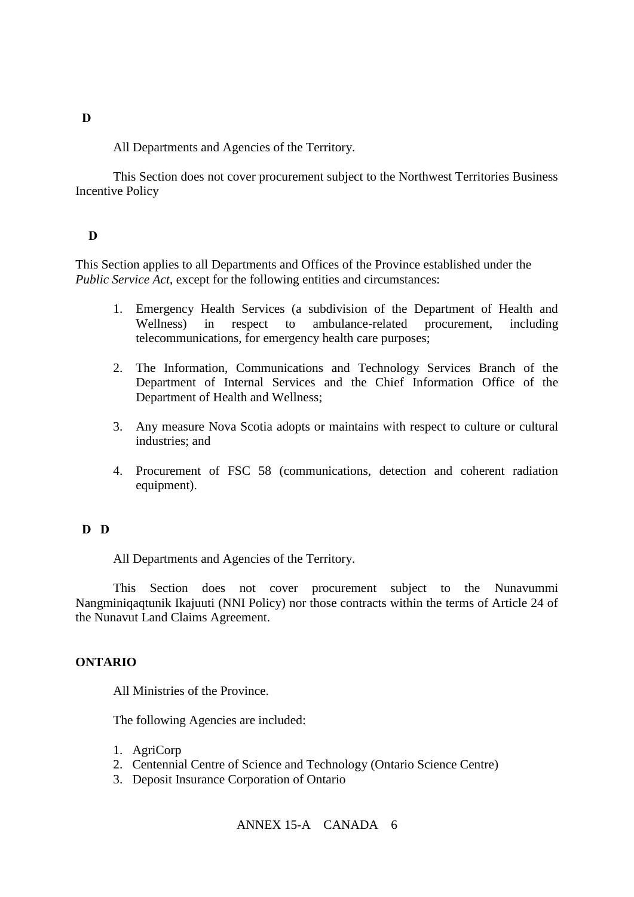**D**

All Departments and Agencies of the Territory.

This Section does not cover procurement subject to the Northwest Territories Business Incentive Policy

**D**

This Section applies to all Departments and Offices of the Province established under the *Public Service Act*, except for the following entities and circumstances:

1. Emergency Health Services (a subdivision of the Department of Health and Wellness) in respect to ambulance-related procurement, including telecommunications, for emergency health care purposes;
2. The Information, Communications and Technology Services Branch of the Department of Internal Services and the Chief Information Office of the Department of Health and Wellness;
3. Any measure Nova Scotia adopts or maintains with respect to culture or cultural industries; and
4. Procurement of FSC 58 (communications, detection and coherent radiation equipment).

**D D**

All Departments and Agencies of the Territory.

This Section does not cover procurement subject to the Nunavummi Nangminiqaqtunik Ikajuuti (NNI Policy) nor those contracts within the terms of Article 24 of the Nunavut Land Claims Agreement.

**ONTARIO**

All Ministries of the Province.

The following Agencies are included:

1. AgriCorp
2. Centennial Centre of Science and Technology (Ontario Science Centre)
3. Deposit Insurance Corporation of Ontario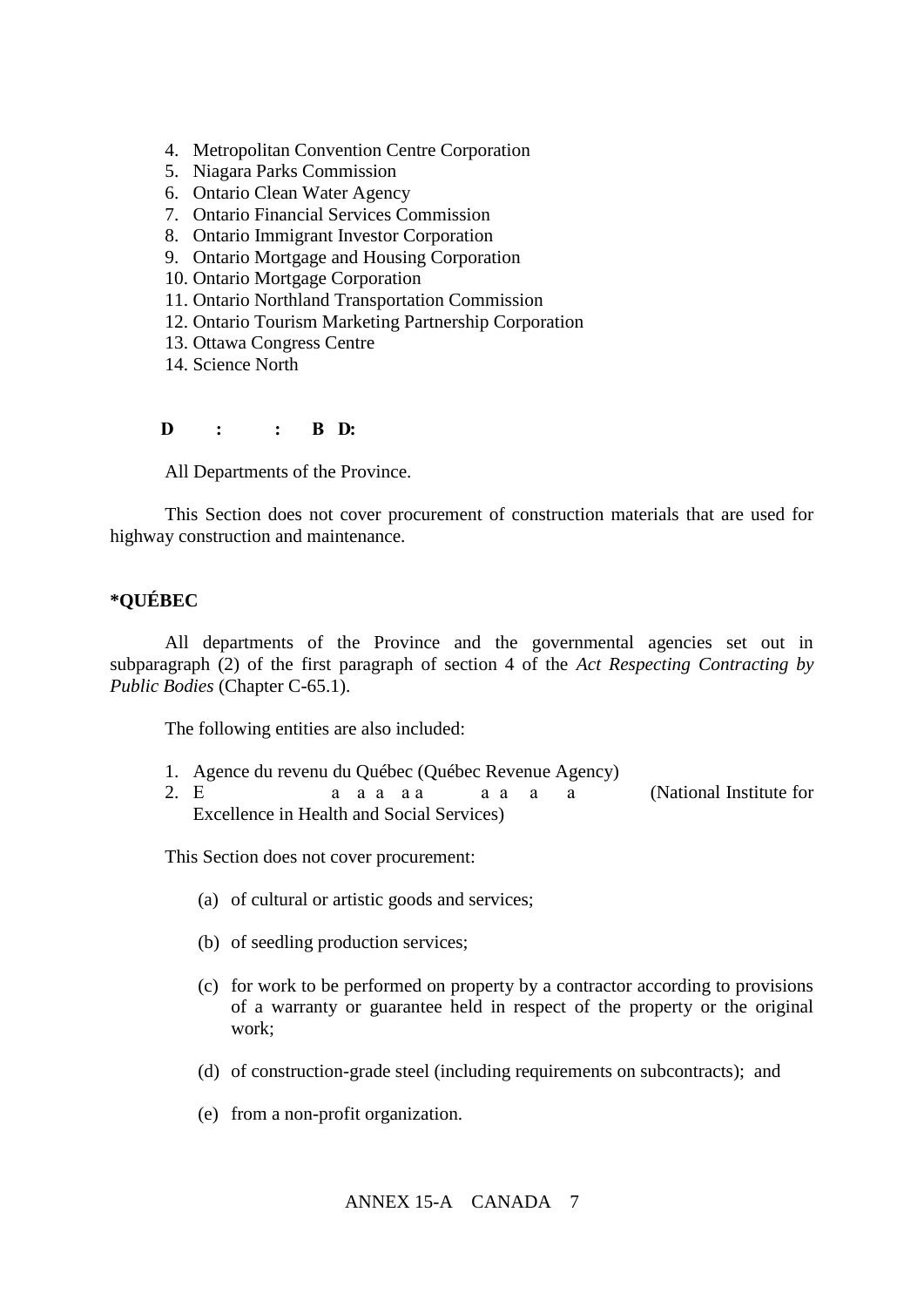4. Metropolitan Convention Centre Corporation
5. Niagara Parks Commission
6. Ontario Clean Water Agency
7. Ontario Financial Services Commission
8. Ontario Immigrant Investor Corporation
9. Ontario Mortgage and Housing Corporation
10. Ontario Mortgage Corporation
11. Ontario Northland Transportation Commission
12. Ontario Tourism Marketing Partnership Corporation
13. Ottawa Congress Centre
14. Science North

**D : : B D:**

All Departments of the Province.

This Section does not cover procurement of construction materials that are used for highway construction and maintenance.

**\*QUÉBEC**

All departments of the Province and the governmental agencies set out in subparagraph (2) of the first paragraph of section 4 of the *Act Respecting Contracting by Public Bodies* (Chapter C-65.1).

The following entities are also included:

1. Agence du revenu du Québec (Québec Revenue Agency)
2. E a a a aa a a a a (National Institute for Excellence in Health and Social Services)

This Section does not cover procurement:

(a) of cultural or artistic goods and services;

(b) of seedling production services;

(c) for work to be performed on property by a contractor according to provisions of a warranty or guarantee held in respect of the property or the original work;

(d) of construction-grade steel (including requirements on subcontracts); and

(e) from a non-profit organization.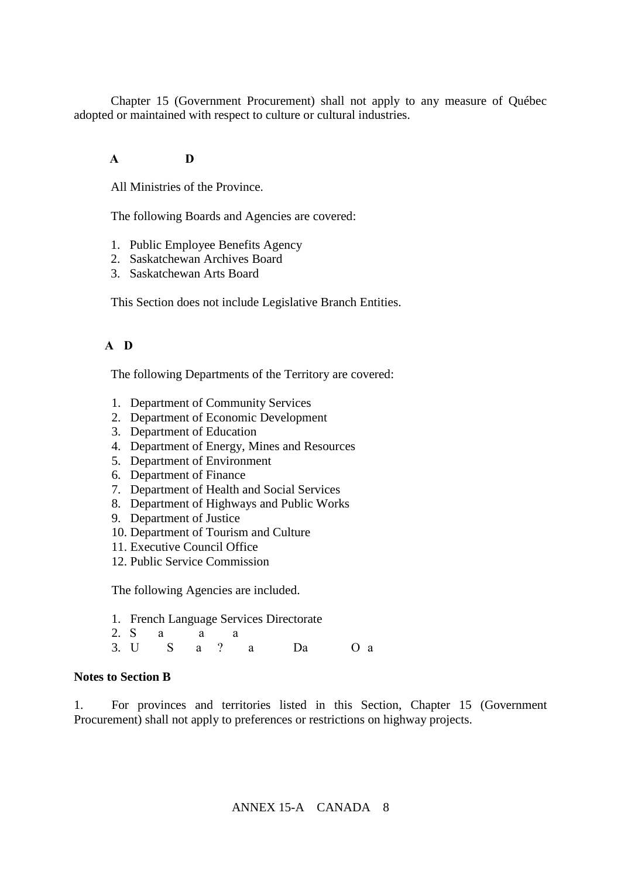Chapter 15 (Government Procurement) shall not apply to any measure of Québec adopted or maintained with respect to culture or cultural industries.

**A D**

All Ministries of the Province.

The following Boards and Agencies are covered:

1. Public Employee Benefits Agency
2. Saskatchewan Archives Board
3. Saskatchewan Arts Board

This Section does not include Legislative Branch Entities.

**A D**

The following Departments of the Territory are covered:

1. Department of Community Services
2. Department of Economic Development
3. Department of Education
4. Department of Energy, Mines and Resources
5. Department of Environment
6. Department of Finance
7. Department of Health and Social Services
8. Department of Highways and Public Works
9. Department of Justice
10. Department of Tourism and Culture
11. Executive Council Office
12. Public Service Commission

The following Agencies are included.

1. French Language Services Directorate
2. S a a a
3. U S a ? a Da O a

**Notes to Section B**

1. For provinces and territories listed in this Section, Chapter 15 (Government Procurement) shall not apply to preferences or restrictions on highway projects.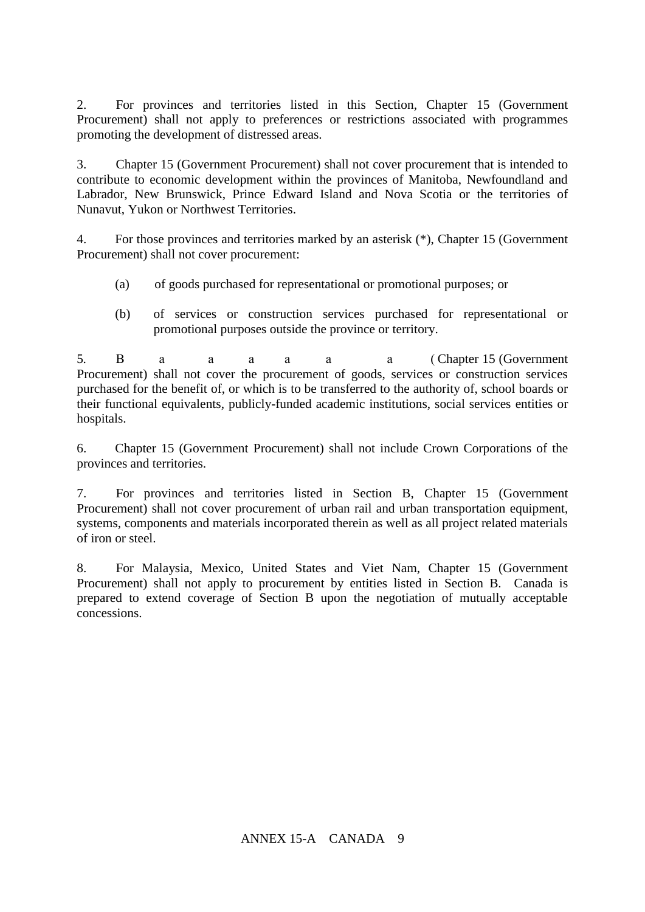2. For provinces and territories listed in this Section, Chapter 15 (Government Procurement) shall not apply to preferences or restrictions associated with programmes promoting the development of distressed areas.

3. Chapter 15 (Government Procurement) shall not cover procurement that is intended to contribute to economic development within the provinces of Manitoba, Newfoundland and Labrador, New Brunswick, Prince Edward Island and Nova Scotia or the territories of Nunavut, Yukon or Northwest Territories.

4. For those provinces and territories marked by an asterisk (*), Chapter 15 (Government Procurement) shall not cover procurement:

(a) of goods purchased for representational or promotional purposes; or

(b) of services or construction services purchased for representational or promotional purposes outside the province or territory.

5. B a a a a a a ( Chapter 15 (Government Procurement) shall not cover the procurement of goods, services or construction services purchased for the benefit of, or which is to be transferred to the authority of, school boards or their functional equivalents, publicly-funded academic institutions, social services entities or hospitals.

6. Chapter 15 (Government Procurement) shall not include Crown Corporations of the provinces and territories.

7. For provinces and territories listed in Section B, Chapter 15 (Government Procurement) shall not cover procurement of urban rail and urban transportation equipment, systems, components and materials incorporated therein as well as all project related materials of iron or steel.

8. For Malaysia, Mexico, United States and Viet Nam, Chapter 15 (Government Procurement) shall not apply to procurement by entities listed in Section B. Canada is prepared to extend coverage of Section B upon the negotiation of mutually acceptable concessions.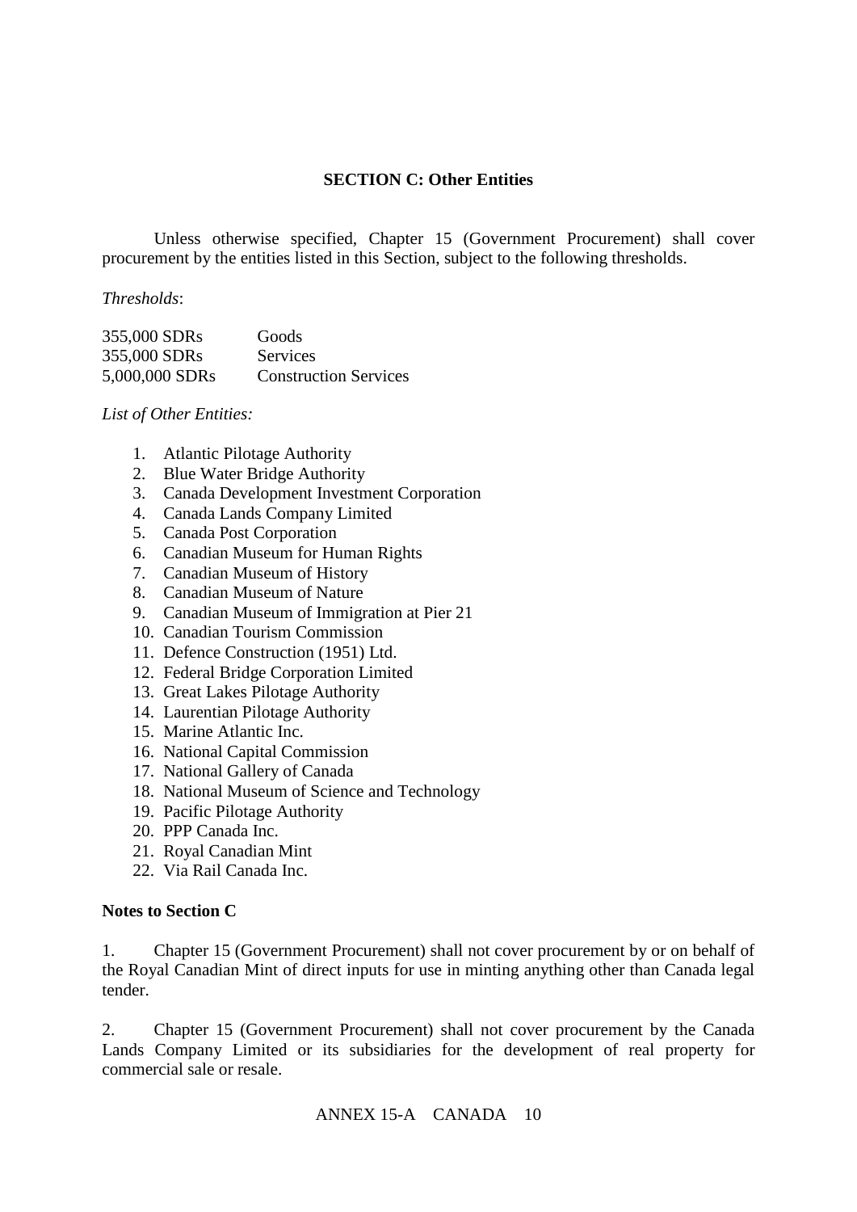## SECTION C: Other Entities

Unless otherwise specified, Chapter 15 (Government Procurement) shall cover procurement by the entities listed in this Section, subject to the following thresholds.

*Thresholds*:

| | |
|---|---|
| 355,000 SDRs | Goods |
| 355,000 SDRs | Services |
| 5,000,000 SDRs | Construction Services |

*List of Other Entities:*

1. Atlantic Pilotage Authority
2. Blue Water Bridge Authority
3. Canada Development Investment Corporation
4. Canada Lands Company Limited
5. Canada Post Corporation
6. Canadian Museum for Human Rights
7. Canadian Museum of History
8. Canadian Museum of Nature
9. Canadian Museum of Immigration at Pier 21
10. Canadian Tourism Commission
11. Defence Construction (1951) Ltd.
12. Federal Bridge Corporation Limited
13. Great Lakes Pilotage Authority
14. Laurentian Pilotage Authority
15. Marine Atlantic Inc.
16. National Capital Commission
17. National Gallery of Canada
18. National Museum of Science and Technology
19. Pacific Pilotage Authority
20. PPP Canada Inc.
21. Royal Canadian Mint
22. Via Rail Canada Inc.

**Notes to Section C**

1. Chapter 15 (Government Procurement) shall not cover procurement by or on behalf of the Royal Canadian Mint of direct inputs for use in minting anything other than Canada legal tender.

2. Chapter 15 (Government Procurement) shall not cover procurement by the Canada Lands Company Limited or its subsidiaries for the development of real property for commercial sale or resale.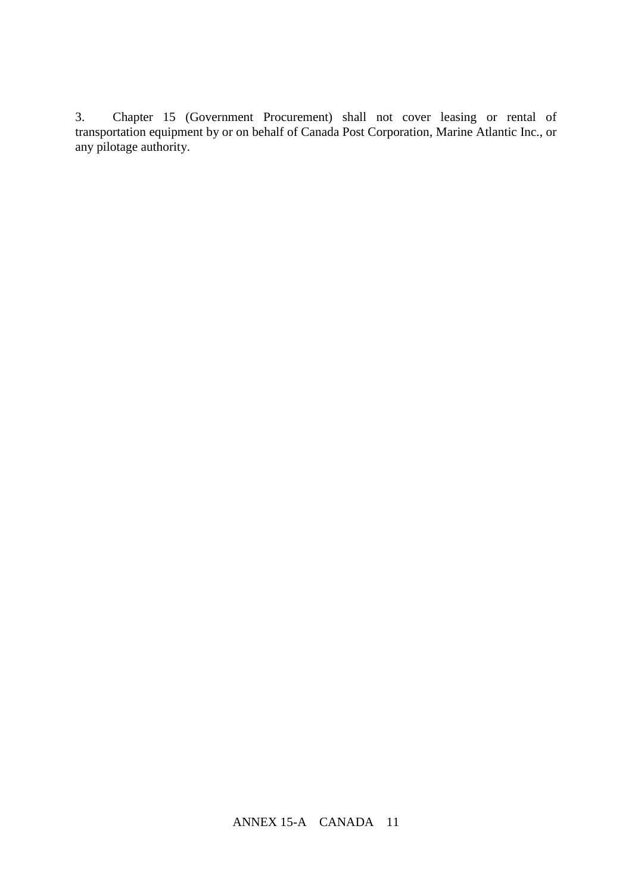3. Chapter 15 (Government Procurement) shall not cover leasing or rental of transportation equipment by or on behalf of Canada Post Corporation, Marine Atlantic Inc., or any pilotage authority.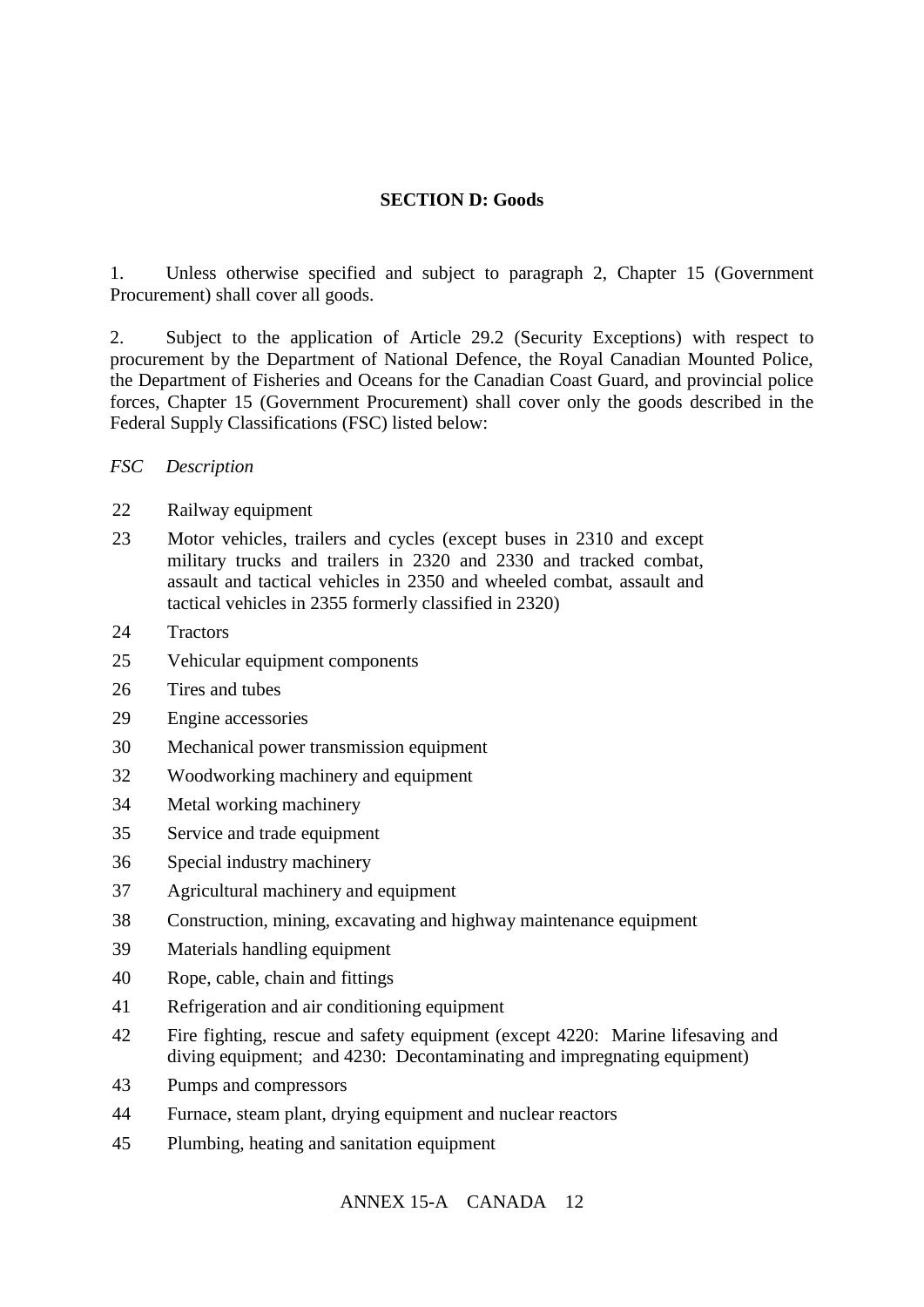## SECTION D: Goods

1. Unless otherwise specified and subject to paragraph 2, Chapter 15 (Government Procurement) shall cover all goods.

2. Subject to the application of Article 29.2 (Security Exceptions) with respect to procurement by the Department of National Defence, the Royal Canadian Mounted Police, the Department of Fisheries and Oceans for the Canadian Coast Guard, and provincial police forces, Chapter 15 (Government Procurement) shall cover only the goods described in the Federal Supply Classifications (FSC) listed below:

| *FSC* | *Description* |
|---|---|
| 22 | Railway equipment |
| 23 | Motor vehicles, trailers and cycles (except buses in 2310 and except military trucks and trailers in 2320 and 2330 and tracked combat, assault and tactical vehicles in 2350 and wheeled combat, assault and tactical vehicles in 2355 formerly classified in 2320) |
| 24 | Tractors |
| 25 | Vehicular equipment components |
| 26 | Tires and tubes |
| 29 | Engine accessories |
| 30 | Mechanical power transmission equipment |
| 32 | Woodworking machinery and equipment |
| 34 | Metal working machinery |
| 35 | Service and trade equipment |
| 36 | Special industry machinery |
| 37 | Agricultural machinery and equipment |
| 38 | Construction, mining, excavating and highway maintenance equipment |
| 39 | Materials handling equipment |
| 40 | Rope, cable, chain and fittings |
| 41 | Refrigeration and air conditioning equipment |
| 42 | Fire fighting, rescue and safety equipment (except 4220: Marine lifesaving and diving equipment; and 4230: Decontaminating and impregnating equipment) |
| 43 | Pumps and compressors |
| 44 | Furnace, steam plant, drying equipment and nuclear reactors |
| 45 | Plumbing, heating and sanitation equipment |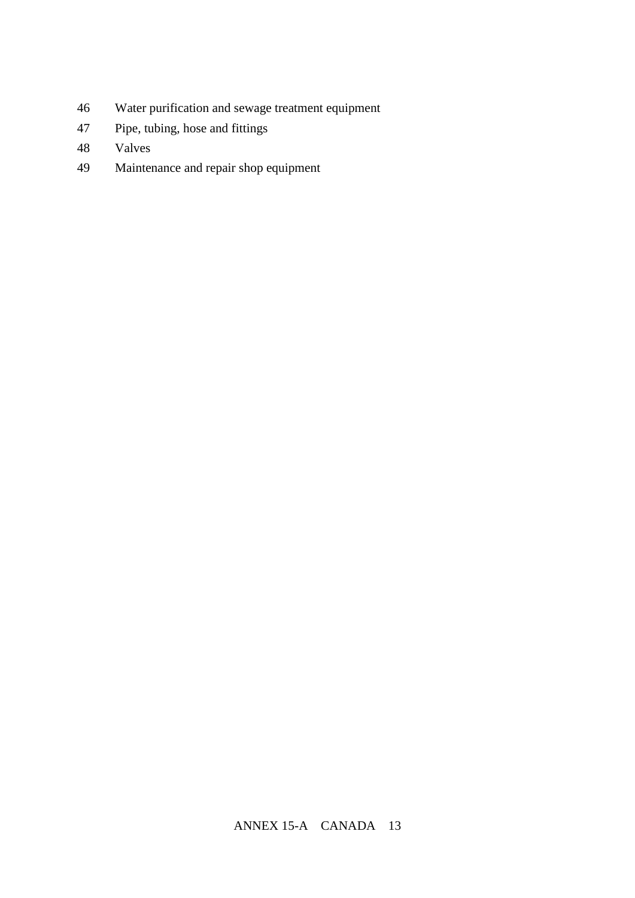46 Water purification and sewage treatment equipment

47 Pipe, tubing, hose and fittings

48 Valves

49 Maintenance and repair shop equipment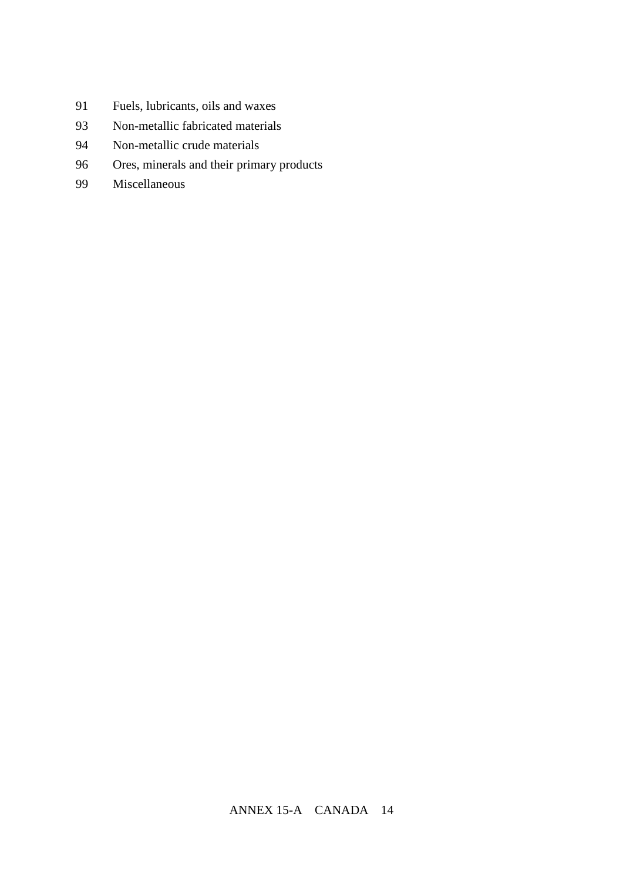91 Fuels, lubricants, oils and waxes

93 Non-metallic fabricated materials

94 Non-metallic crude materials

96 Ores, minerals and their primary products

99 Miscellaneous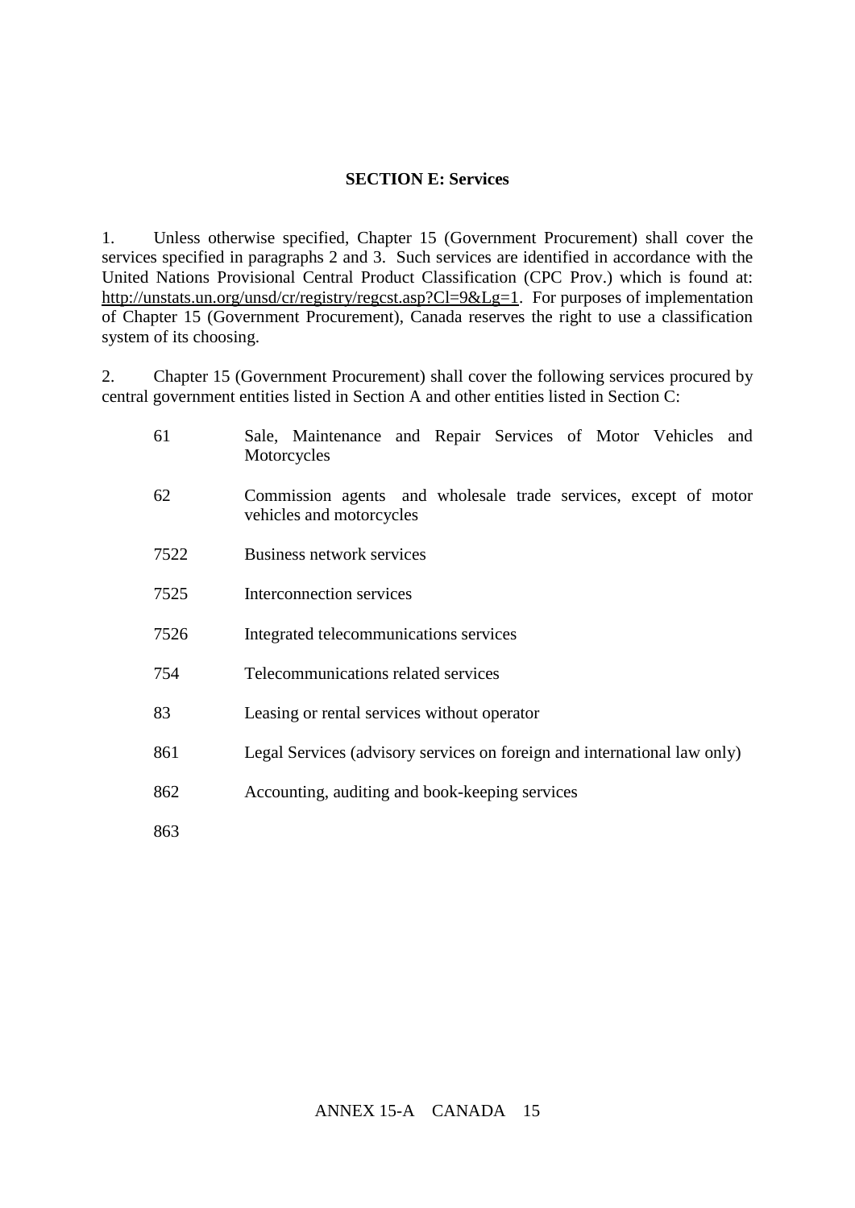**SECTION E: Services**

1. Unless otherwise specified, Chapter 15 (Government Procurement) shall cover the services specified in paragraphs 2 and 3. Such services are identified in accordance with the United Nations Provisional Central Product Classification (CPC Prov.) which is found at: http://unstats.un.org/unsd/cr/registry/regcst.asp?Cl=9&Lg=1. For purposes of implementation of Chapter 15 (Government Procurement), Canada reserves the right to use a classification system of its choosing.

2. Chapter 15 (Government Procurement) shall cover the following services procured by central government entities listed in Section A and other entities listed in Section C:

| | |
|---|---|
| 61 | Sale, Maintenance and Repair Services of Motor Vehicles and Motorcycles |
| 62 | Commission agents and wholesale trade services, except of motor vehicles and motorcycles |
| 7522 | Business network services |
| 7525 | Interconnection services |
| 7526 | Integrated telecommunications services |
| 754 | Telecommunications related services |
| 83 | Leasing or rental services without operator |
| 861 | Legal Services (advisory services on foreign and international law only) |
| 862 | Accounting, auditing and book-keeping services |
| 863 | |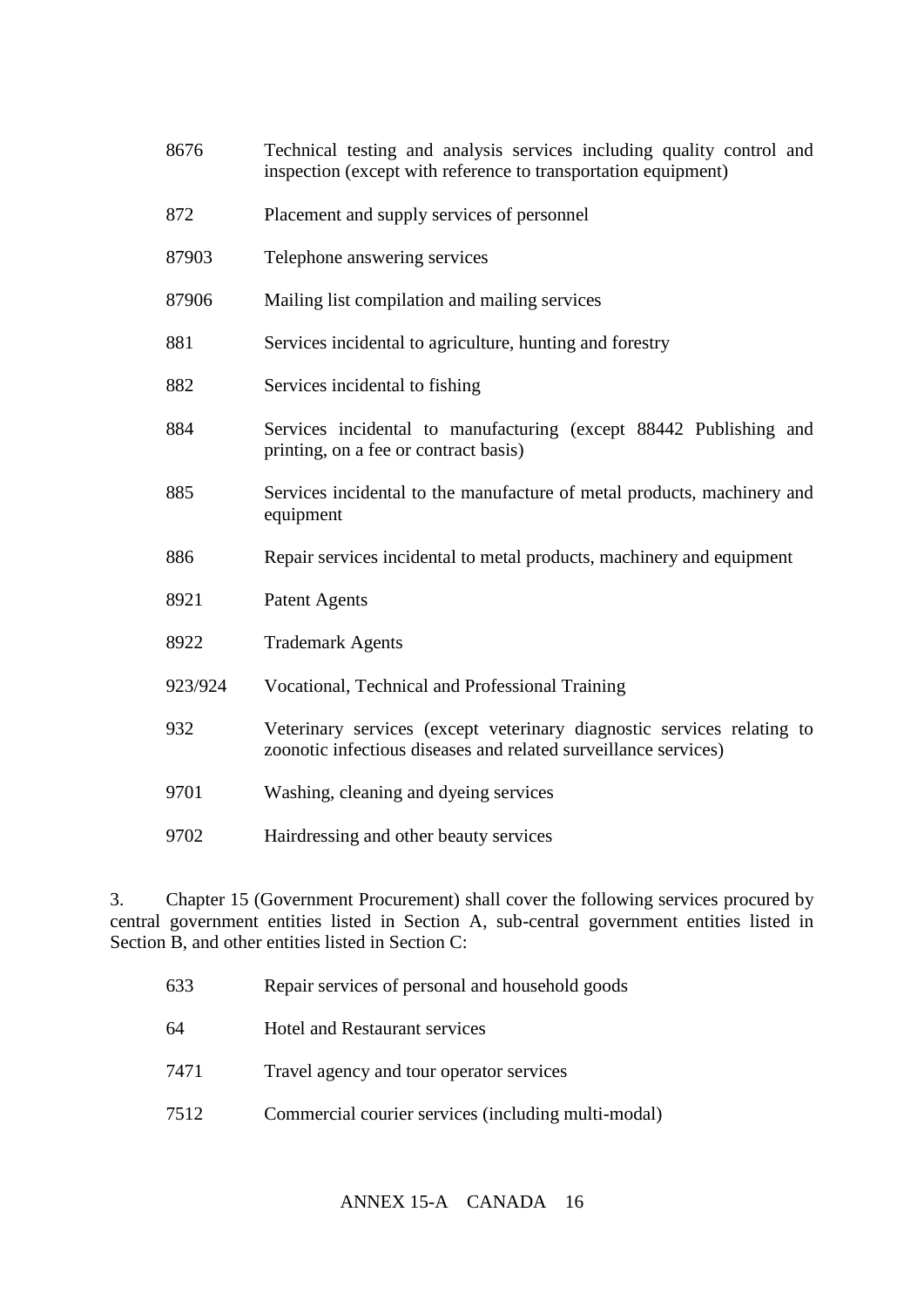| | |
|---|---|
| 8676 | Technical testing and analysis services including quality control and inspection (except with reference to transportation equipment) |
| 872 | Placement and supply services of personnel |
| 87903 | Telephone answering services |
| 87906 | Mailing list compilation and mailing services |
| 881 | Services incidental to agriculture, hunting and forestry |
| 882 | Services incidental to fishing |
| 884 | Services incidental to manufacturing (except 88442 Publishing and printing, on a fee or contract basis) |
| 885 | Services incidental to the manufacture of metal products, machinery and equipment |
| 886 | Repair services incidental to metal products, machinery and equipment |
| 8921 | Patent Agents |
| 8922 | Trademark Agents |
| 923/924 | Vocational, Technical and Professional Training |
| 932 | Veterinary services (except veterinary diagnostic services relating to zoonotic infectious diseases and related surveillance services) |
| 9701 | Washing, cleaning and dyeing services |
| 9702 | Hairdressing and other beauty services |

3. Chapter 15 (Government Procurement) shall cover the following services procured by central government entities listed in Section A, sub-central government entities listed in Section B, and other entities listed in Section C:

| | |
|---|---|
| 633 | Repair services of personal and household goods |
| 64 | Hotel and Restaurant services |
| 7471 | Travel agency and tour operator services |
| 7512 | Commercial courier services (including multi-modal) |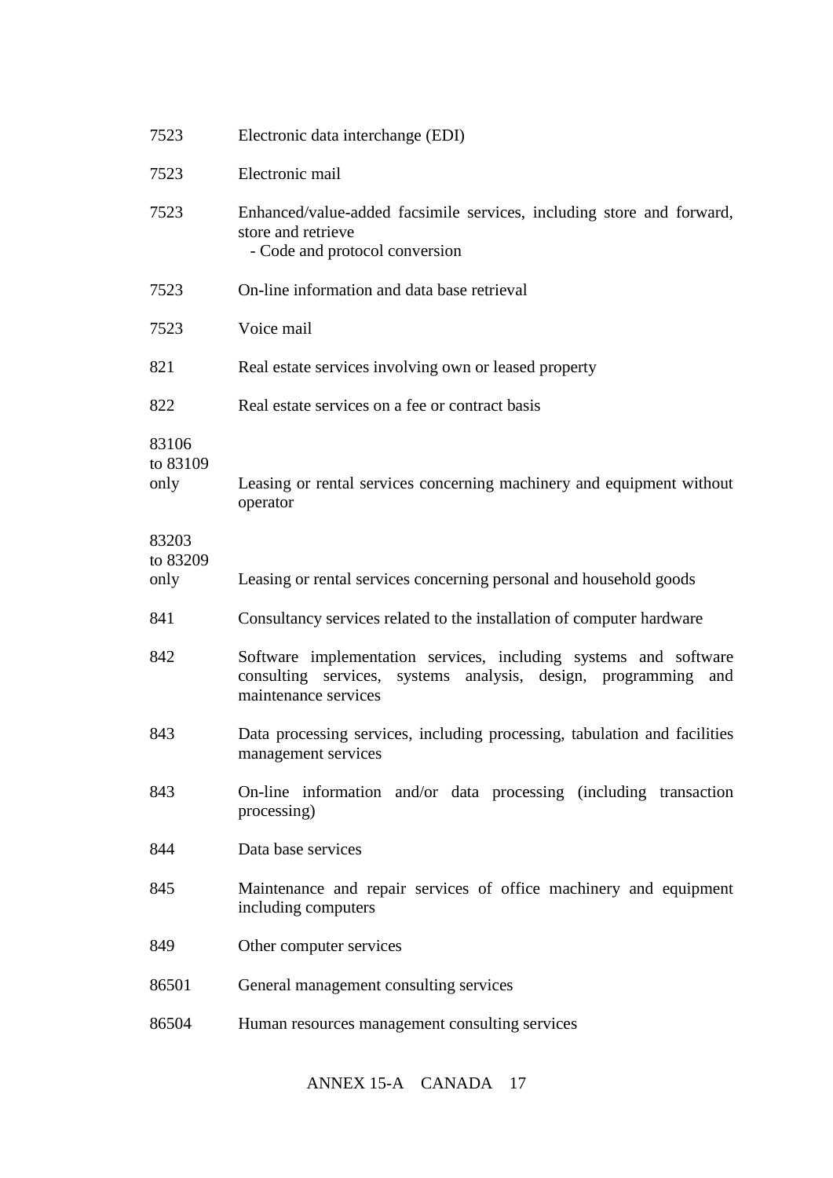| | |
|---|---|
| 7523 | Electronic data interchange (EDI) |
| 7523 | Electronic mail |
| 7523 | Enhanced/value-added facsimile services, including store and forward, store and retrieve<br>- Code and protocol conversion |
| 7523 | On-line information and data base retrieval |
| 7523 | Voice mail |
| 821 | Real estate services involving own or leased property |
| 822 | Real estate services on a fee or contract basis |
| 83106 to 83109 only | Leasing or rental services concerning machinery and equipment without operator |
| 83203 to 83209 only | Leasing or rental services concerning personal and household goods |
| 841 | Consultancy services related to the installation of computer hardware |
| 842 | Software implementation services, including systems and software consulting services, systems analysis, design, programming and maintenance services |
| 843 | Data processing services, including processing, tabulation and facilities management services |
| 843 | On-line information and/or data processing (including transaction processing) |
| 844 | Data base services |
| 845 | Maintenance and repair services of office machinery and equipment including computers |
| 849 | Other computer services |
| 86501 | General management consulting services |
| 86504 | Human resources management consulting services |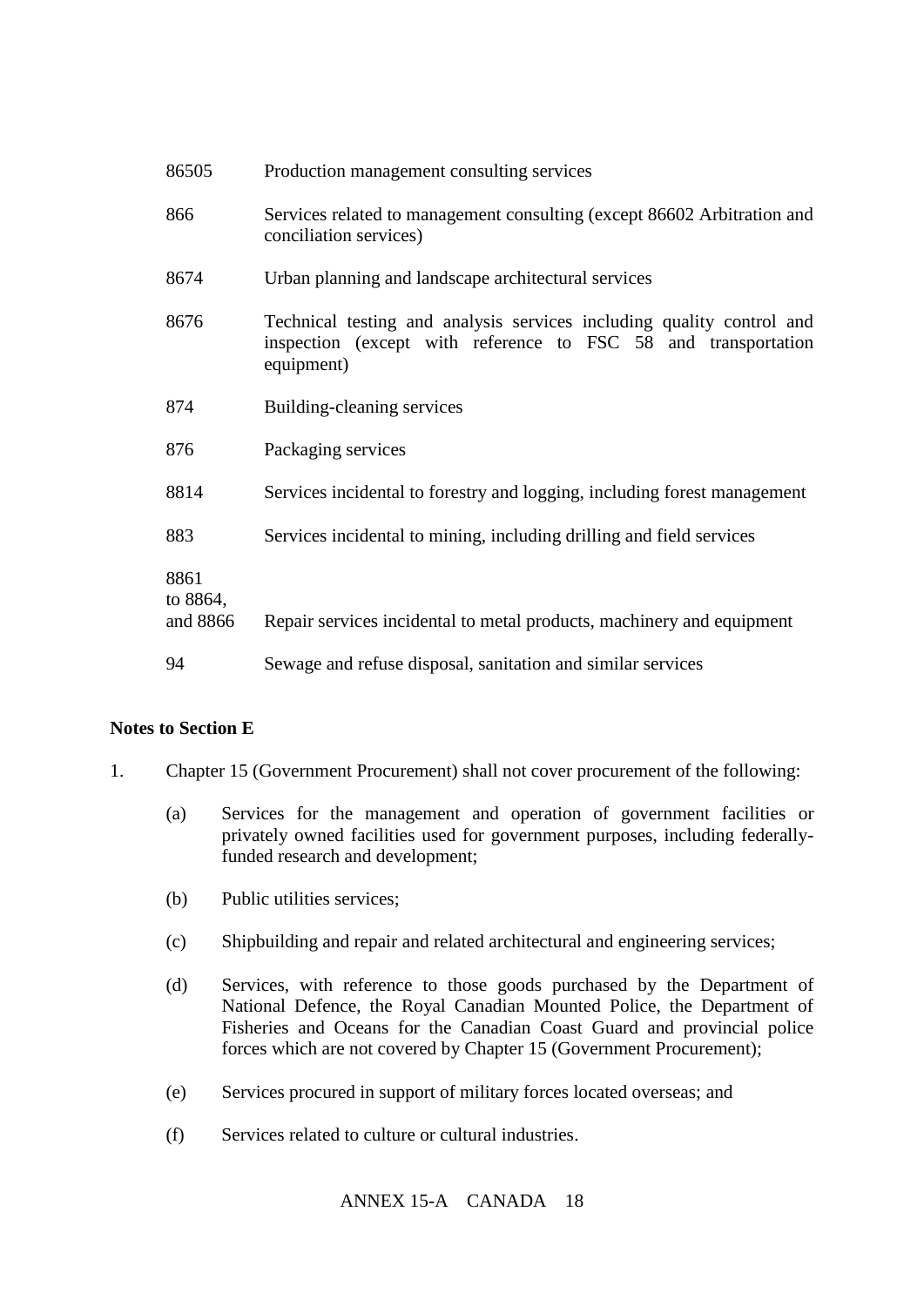| | |
|---|---|
| 86505 | Production management consulting services |
| 866 | Services related to management consulting (except 86602 Arbitration and conciliation services) |
| 8674 | Urban planning and landscape architectural services |
| 8676 | Technical testing and analysis services including quality control and inspection (except with reference to FSC 58 and transportation equipment) |
| 874 | Building-cleaning services |
| 876 | Packaging services |
| 8814 | Services incidental to forestry and logging, including forest management |
| 883 | Services incidental to mining, including drilling and field services |
| 8861 to 8864, and 8866 | Repair services incidental to metal products, machinery and equipment |
| 94 | Sewage and refuse disposal, sanitation and similar services |

**Notes to Section E**

1. Chapter 15 (Government Procurement) shall not cover procurement of the following:

   (a) Services for the management and operation of government facilities or privately owned facilities used for government purposes, including federally-funded research and development;

   (b) Public utilities services;

   (c) Shipbuilding and repair and related architectural and engineering services;

   (d) Services, with reference to those goods purchased by the Department of National Defence, the Royal Canadian Mounted Police, the Department of Fisheries and Oceans for the Canadian Coast Guard and provincial police forces which are not covered by Chapter 15 (Government Procurement);

   (e) Services procured in support of military forces located overseas; and

   (f) Services related to culture or cultural industries.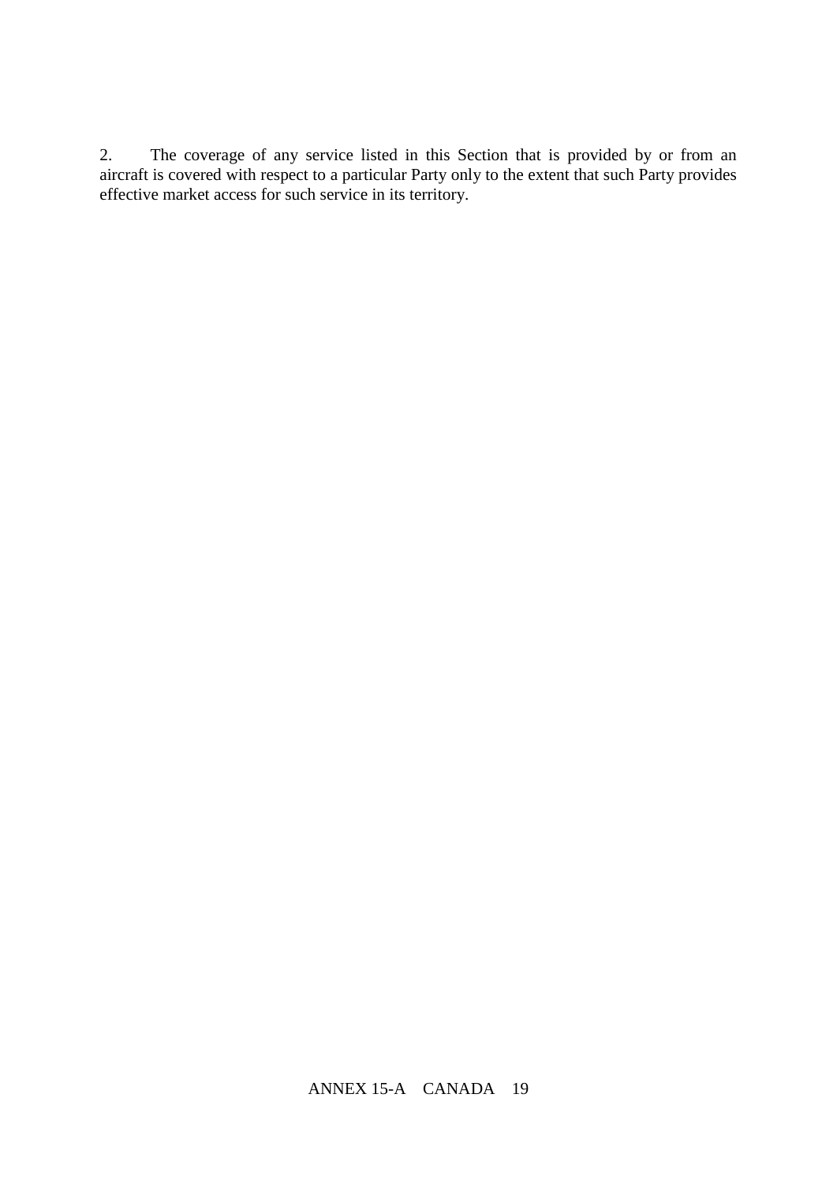2. The coverage of any service listed in this Section that is provided by or from an aircraft is covered with respect to a particular Party only to the extent that such Party provides effective market access for such service in its territory.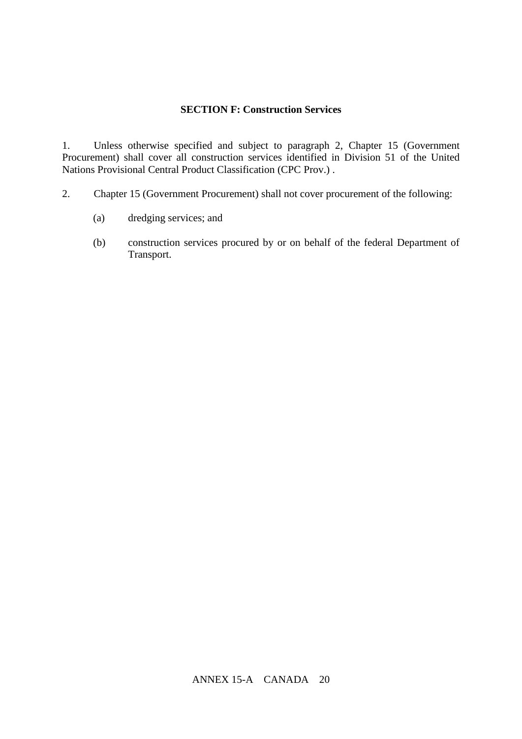## SECTION F: Construction Services

1. Unless otherwise specified and subject to paragraph 2, Chapter 15 (Government Procurement) shall cover all construction services identified in Division 51 of the United Nations Provisional Central Product Classification (CPC Prov.) .

2. Chapter 15 (Government Procurement) shall not cover procurement of the following:

   (a) dredging services; and

   (b) construction services procured by or on behalf of the federal Department of Transport.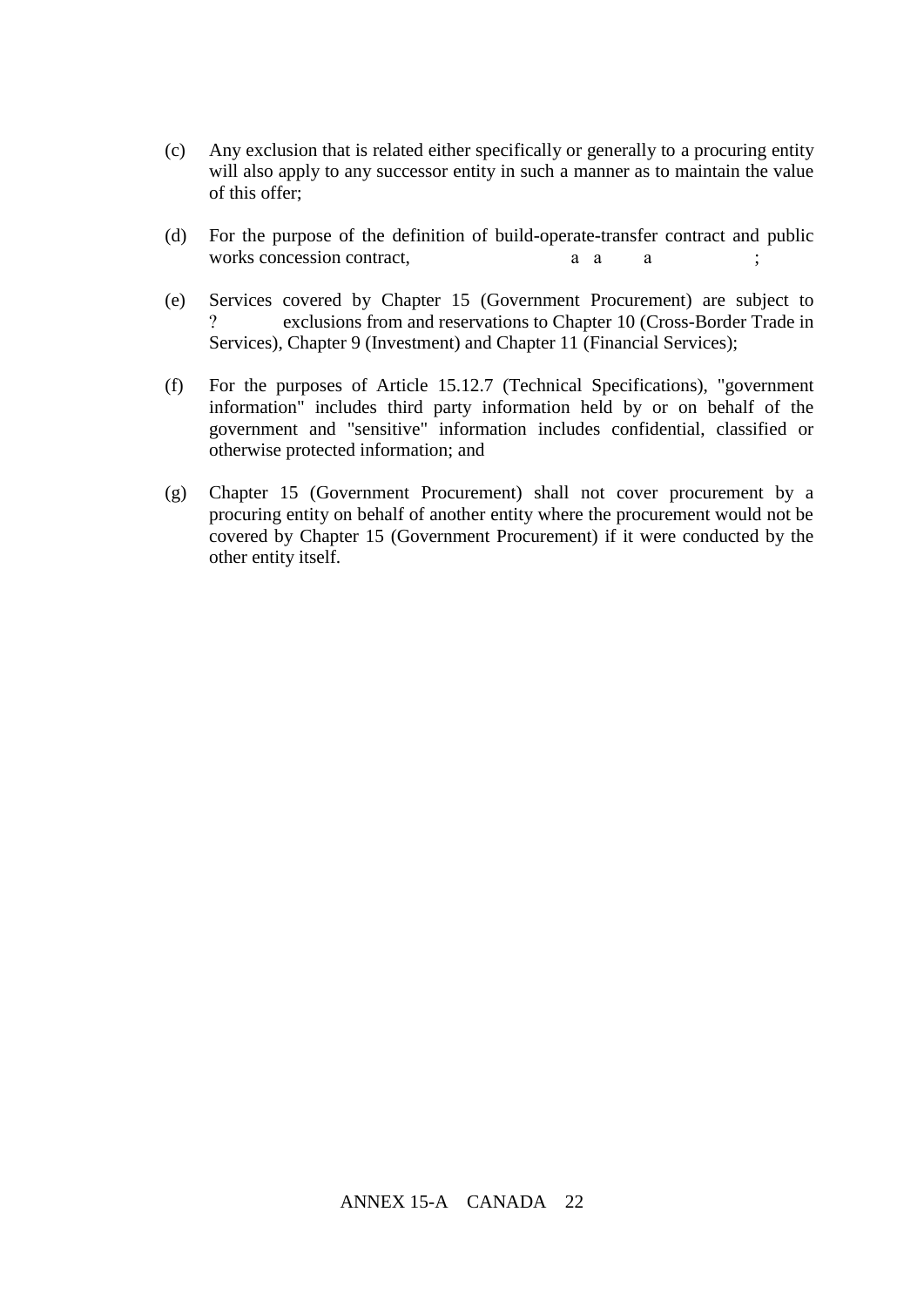(c) Any exclusion that is related either specifically or generally to a procuring entity will also apply to any successor entity in such a manner as to maintain the value of this offer;

(d) For the purpose of the definition of build-operate-transfer contract and public works concession contract, a a a ;

(e) Services covered by Chapter 15 (Government Procurement) are subject to ? exclusions from and reservations to Chapter 10 (Cross-Border Trade in Services), Chapter 9 (Investment) and Chapter 11 (Financial Services);

(f) For the purposes of Article 15.12.7 (Technical Specifications), "government information" includes third party information held by or on behalf of the government and "sensitive" information includes confidential, classified or otherwise protected information; and

(g) Chapter 15 (Government Procurement) shall not cover procurement by a procuring entity on behalf of another entity where the procurement would not be covered by Chapter 15 (Government Procurement) if it were conducted by the other entity itself.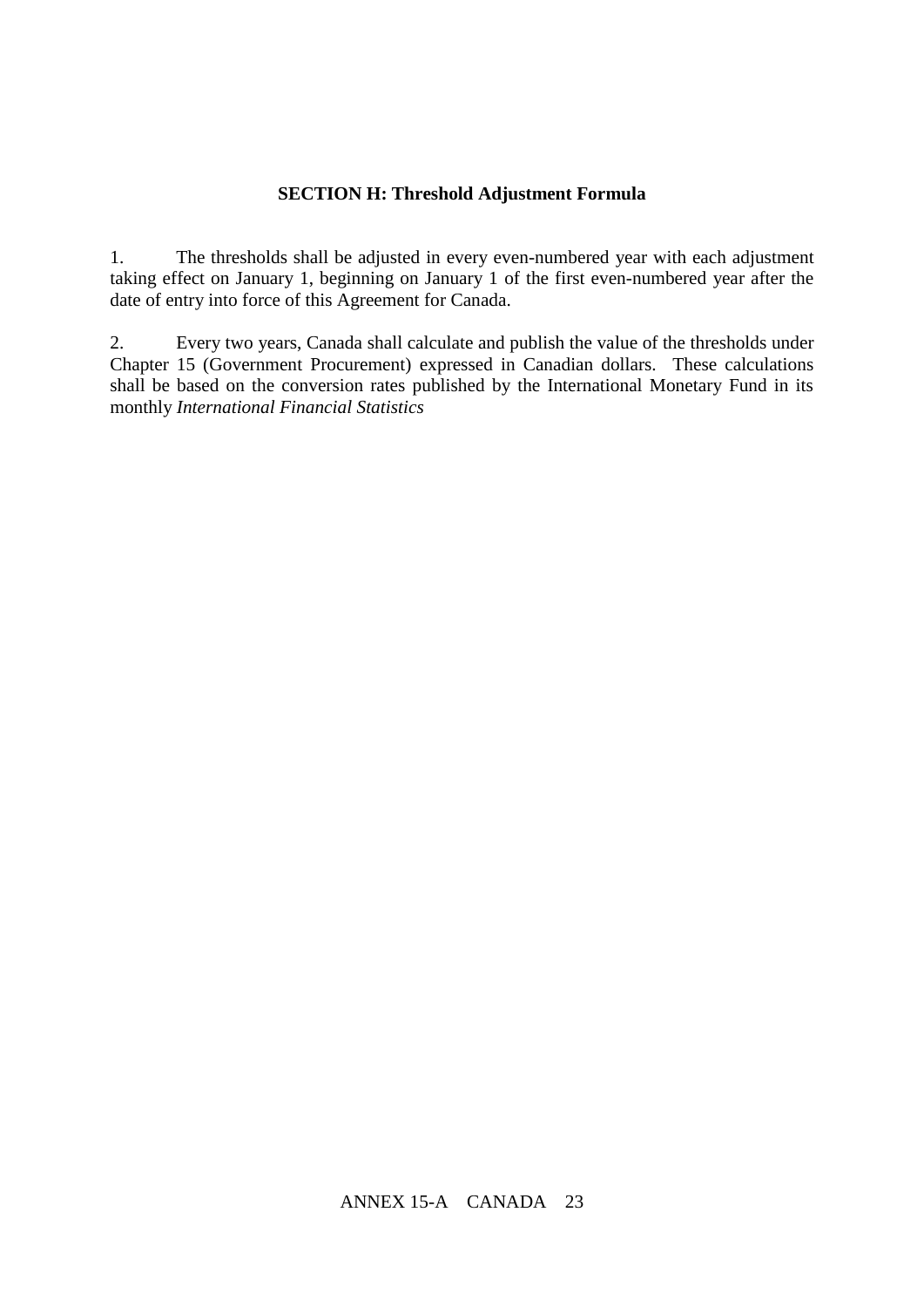**SECTION H: Threshold Adjustment Formula**

1. The thresholds shall be adjusted in every even-numbered year with each adjustment taking effect on January 1, beginning on January 1 of the first even-numbered year after the date of entry into force of this Agreement for Canada.

2. Every two years, Canada shall calculate and publish the value of the thresholds under Chapter 15 (Government Procurement) expressed in Canadian dollars. These calculations shall be based on the conversion rates published by the International Monetary Fund in its monthly *International Financial Statistics*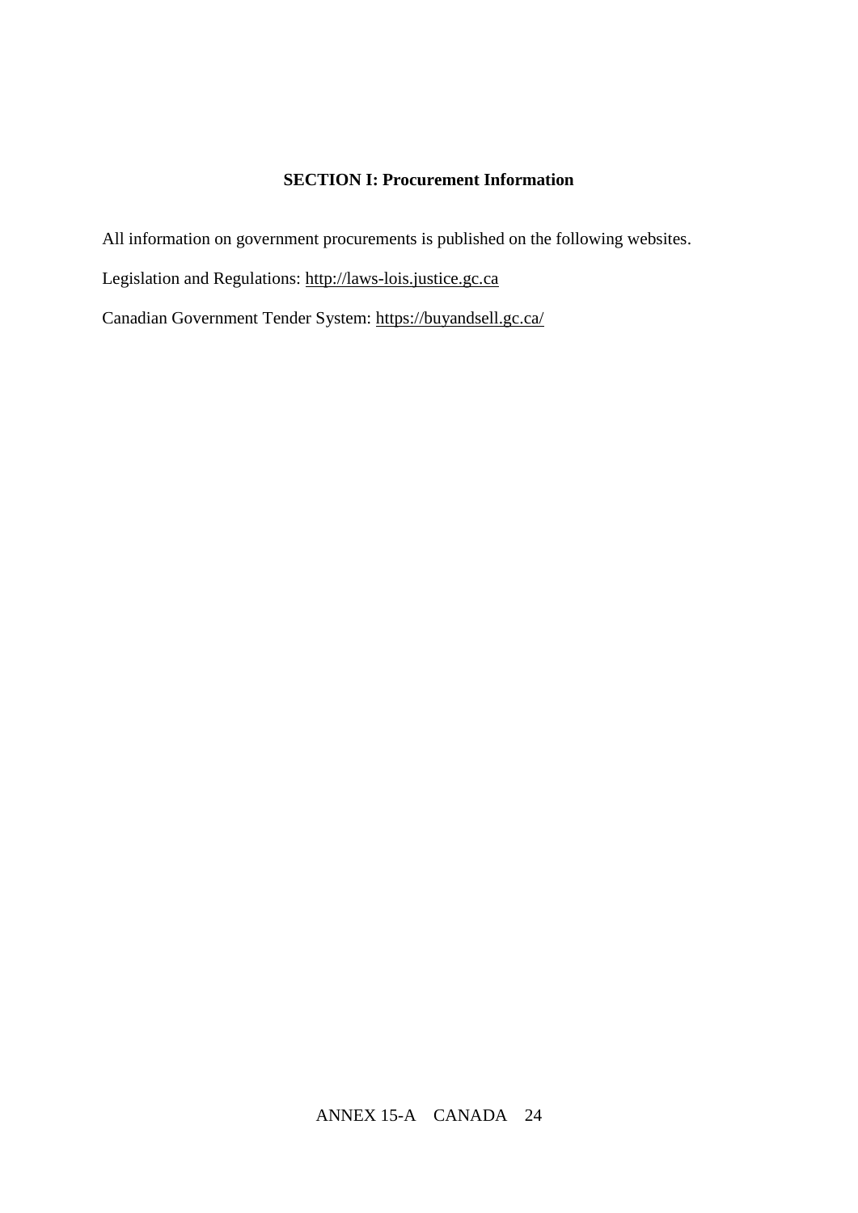**SECTION I: Procurement Information**

All information on government procurements is published on the following websites.

Legislation and Regulations: http://laws-lois.justice.gc.ca

Canadian Government Tender System: https://buyandsell.gc.ca/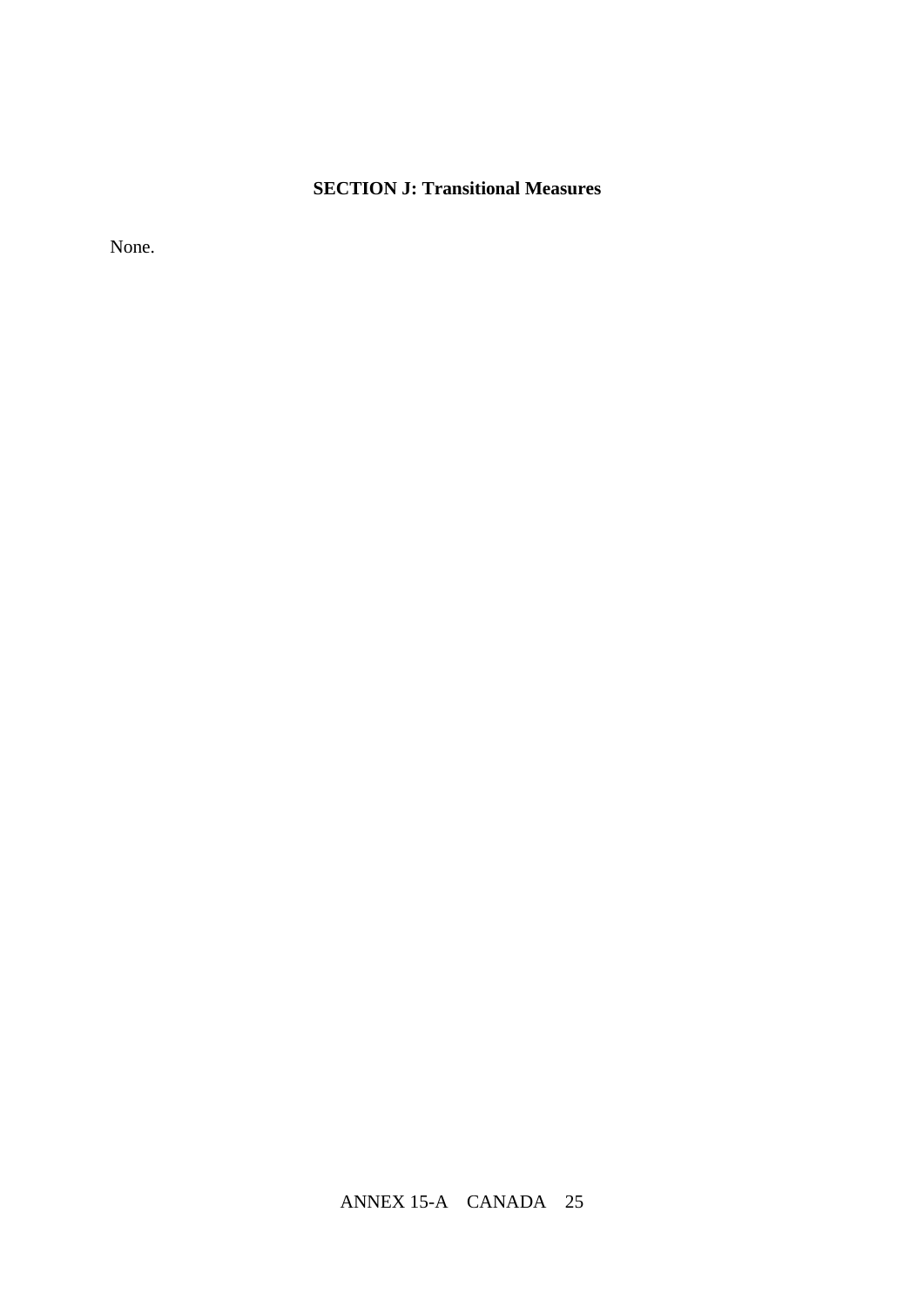## SECTION J: Transitional Measures

None.